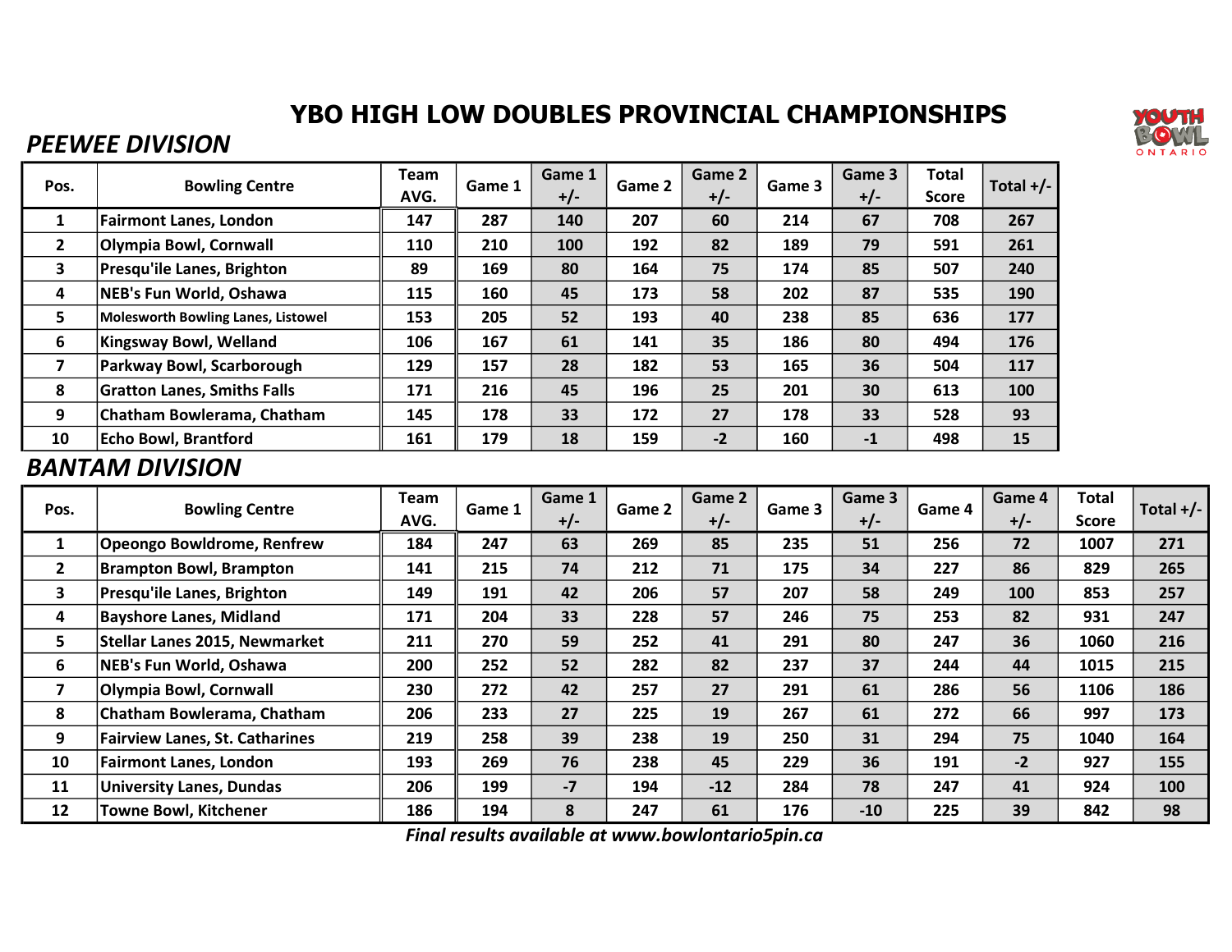# YBO HIGH LOW DOUBLES PROVINCIAL CHAMPIONSHIPS

## *PEEWEE DIVISION*

| Pos. | Bowling Centre | Team AVG. | Game 1 | Game 1 +/- | Game 2 | Game 2 +/- | Game 3 | Game 3 +/- | Total Score | Total +/- |
|---|---|---|---|---|---|---|---|---|---|---|
| 1 | Fairmont Lanes, London | 147 | 287 | 140 | 207 | 60 | 214 | 67 | 708 | 267 |
| 2 | Olympia Bowl, Cornwall | 110 | 210 | 100 | 192 | 82 | 189 | 79 | 591 | 261 |
| 3 | Presqu'ile Lanes, Brighton | 89 | 169 | 80 | 164 | 75 | 174 | 85 | 507 | 240 |
| 4 | NEB's Fun World, Oshawa | 115 | 160 | 45 | 173 | 58 | 202 | 87 | 535 | 190 |
| 5 | Molesworth Bowling Lanes, Listowel | 153 | 205 | 52 | 193 | 40 | 238 | 85 | 636 | 177 |
| 6 | Kingsway Bowl, Welland | 106 | 167 | 61 | 141 | 35 | 186 | 80 | 494 | 176 |
| 7 | Parkway Bowl, Scarborough | 129 | 157 | 28 | 182 | 53 | 165 | 36 | 504 | 117 |
| 8 | Gratton Lanes, Smiths Falls | 171 | 216 | 45 | 196 | 25 | 201 | 30 | 613 | 100 |
| 9 | Chatham Bowlerama, Chatham | 145 | 178 | 33 | 172 | 27 | 178 | 33 | 528 | 93 |
| 10 | Echo Bowl, Brantford | 161 | 179 | 18 | 159 | -2 | 160 | -1 | 498 | 15 |

## *BANTAM DIVISION*

| Pos. | Bowling Centre | Team AVG. | Game 1 | Game 1 +/- | Game 2 | Game 2 +/- | Game 3 | Game 3 +/- | Game 4 | Game 4 +/- | Total Score | Total +/- |
|---|---|---|---|---|---|---|---|---|---|---|---|---|
| 1 | Opeongo Bowldrome, Renfrew | 184 | 247 | 63 | 269 | 85 | 235 | 51 | 256 | 72 | 1007 | 271 |
| 2 | Brampton Bowl, Brampton | 141 | 215 | 74 | 212 | 71 | 175 | 34 | 227 | 86 | 829 | 265 |
| 3 | Presqu'ile Lanes, Brighton | 149 | 191 | 42 | 206 | 57 | 207 | 58 | 249 | 100 | 853 | 257 |
| 4 | Bayshore Lanes, Midland | 171 | 204 | 33 | 228 | 57 | 246 | 75 | 253 | 82 | 931 | 247 |
| 5 | Stellar Lanes 2015, Newmarket | 211 | 270 | 59 | 252 | 41 | 291 | 80 | 247 | 36 | 1060 | 216 |
| 6 | NEB's Fun World, Oshawa | 200 | 252 | 52 | 282 | 82 | 237 | 37 | 244 | 44 | 1015 | 215 |
| 7 | Olympia Bowl, Cornwall | 230 | 272 | 42 | 257 | 27 | 291 | 61 | 286 | 56 | 1106 | 186 |
| 8 | Chatham Bowlerama, Chatham | 206 | 233 | 27 | 225 | 19 | 267 | 61 | 272 | 66 | 997 | 173 |
| 9 | Fairview Lanes, St. Catharines | 219 | 258 | 39 | 238 | 19 | 250 | 31 | 294 | 75 | 1040 | 164 |
| 10 | Fairmont Lanes, London | 193 | 269 | 76 | 238 | 45 | 229 | 36 | 191 | -2 | 927 | 155 |
| 11 | University Lanes, Dundas | 206 | 199 | -7 | 194 | -12 | 284 | 78 | 247 | 41 | 924 | 100 |
| 12 | Towne Bowl, Kitchener | 186 | 194 | 8 | 247 | 61 | 176 | -10 | 225 | 39 | 842 | 98 |

*Final results available at www.bowlontario5pin.ca*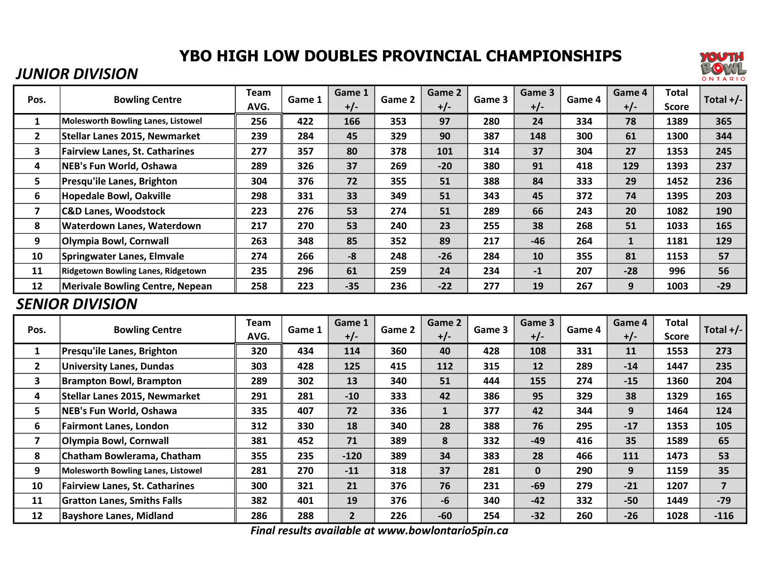# YBO HIGH LOW DOUBLES PROVINCIAL CHAMPIONSHIPS

## *JUNIOR DIVISION*

| Pos. | Bowling Centre | Team AVG. | Game 1 | Game 1 +/- | Game 2 | Game 2 +/- | Game 3 | Game 3 +/- | Game 4 | Game 4 +/- | Total Score | Total +/- |
|---|---|---|---|---|---|---|---|---|---|---|---|---|
| 1 | Molesworth Bowling Lanes, Listowel | 256 | 422 | 166 | 353 | 97 | 280 | 24 | 334 | 78 | 1389 | 365 |
| 2 | Stellar Lanes 2015, Newmarket | 239 | 284 | 45 | 329 | 90 | 387 | 148 | 300 | 61 | 1300 | 344 |
| 3 | Fairview Lanes, St. Catharines | 277 | 357 | 80 | 378 | 101 | 314 | 37 | 304 | 27 | 1353 | 245 |
| 4 | NEB's Fun World, Oshawa | 289 | 326 | 37 | 269 | -20 | 380 | 91 | 418 | 129 | 1393 | 237 |
| 5 | Presqu'ile Lanes, Brighton | 304 | 376 | 72 | 355 | 51 | 388 | 84 | 333 | 29 | 1452 | 236 |
| 6 | Hopedale Bowl, Oakville | 298 | 331 | 33 | 349 | 51 | 343 | 45 | 372 | 74 | 1395 | 203 |
| 7 | C&D Lanes, Woodstock | 223 | 276 | 53 | 274 | 51 | 289 | 66 | 243 | 20 | 1082 | 190 |
| 8 | Waterdown Lanes, Waterdown | 217 | 270 | 53 | 240 | 23 | 255 | 38 | 268 | 51 | 1033 | 165 |
| 9 | Olympia Bowl, Cornwall | 263 | 348 | 85 | 352 | 89 | 217 | -46 | 264 | 1 | 1181 | 129 |
| 10 | Springwater Lanes, Elmvale | 274 | 266 | -8 | 248 | -26 | 284 | 10 | 355 | 81 | 1153 | 57 |
| 11 | Ridgetown Bowling Lanes, Ridgetown | 235 | 296 | 61 | 259 | 24 | 234 | -1 | 207 | -28 | 996 | 56 |
| 12 | Merivale Bowling Centre, Nepean | 258 | 223 | -35 | 236 | -22 | 277 | 19 | 267 | 9 | 1003 | -29 |

## *SENIOR DIVISION*

| Pos. | Bowling Centre | Team AVG. | Game 1 | Game 1 +/- | Game 2 | Game 2 +/- | Game 3 | Game 3 +/- | Game 4 | Game 4 +/- | Total Score | Total +/- |
|---|---|---|---|---|---|---|---|---|---|---|---|---|
| 1 | Presqu'ile Lanes, Brighton | 320 | 434 | 114 | 360 | 40 | 428 | 108 | 331 | 11 | 1553 | 273 |
| 2 | University Lanes, Dundas | 303 | 428 | 125 | 415 | 112 | 315 | 12 | 289 | -14 | 1447 | 235 |
| 3 | Brampton Bowl, Brampton | 289 | 302 | 13 | 340 | 51 | 444 | 155 | 274 | -15 | 1360 | 204 |
| 4 | Stellar Lanes 2015, Newmarket | 291 | 281 | -10 | 333 | 42 | 386 | 95 | 329 | 38 | 1329 | 165 |
| 5 | NEB's Fun World, Oshawa | 335 | 407 | 72 | 336 | 1 | 377 | 42 | 344 | 9 | 1464 | 124 |
| 6 | Fairmont Lanes, London | 312 | 330 | 18 | 340 | 28 | 388 | 76 | 295 | -17 | 1353 | 105 |
| 7 | Olympia Bowl, Cornwall | 381 | 452 | 71 | 389 | 8 | 332 | -49 | 416 | 35 | 1589 | 65 |
| 8 | Chatham Bowlerama, Chatham | 355 | 235 | -120 | 389 | 34 | 383 | 28 | 466 | 111 | 1473 | 53 |
| 9 | Molesworth Bowling Lanes, Listowel | 281 | 270 | -11 | 318 | 37 | 281 | 0 | 290 | 9 | 1159 | 35 |
| 10 | Fairview Lanes, St. Catharines | 300 | 321 | 21 | 376 | 76 | 231 | -69 | 279 | -21 | 1207 | 7 |
| 11 | Gratton Lanes, Smiths Falls | 382 | 401 | 19 | 376 | -6 | 340 | -42 | 332 | -50 | 1449 | -79 |
| 12 | Bayshore Lanes, Midland | 286 | 288 | 2 | 226 | -60 | 254 | -32 | 260 | -26 | 1028 | -116 |

***Final results available at www.bowlontario5pin.ca***